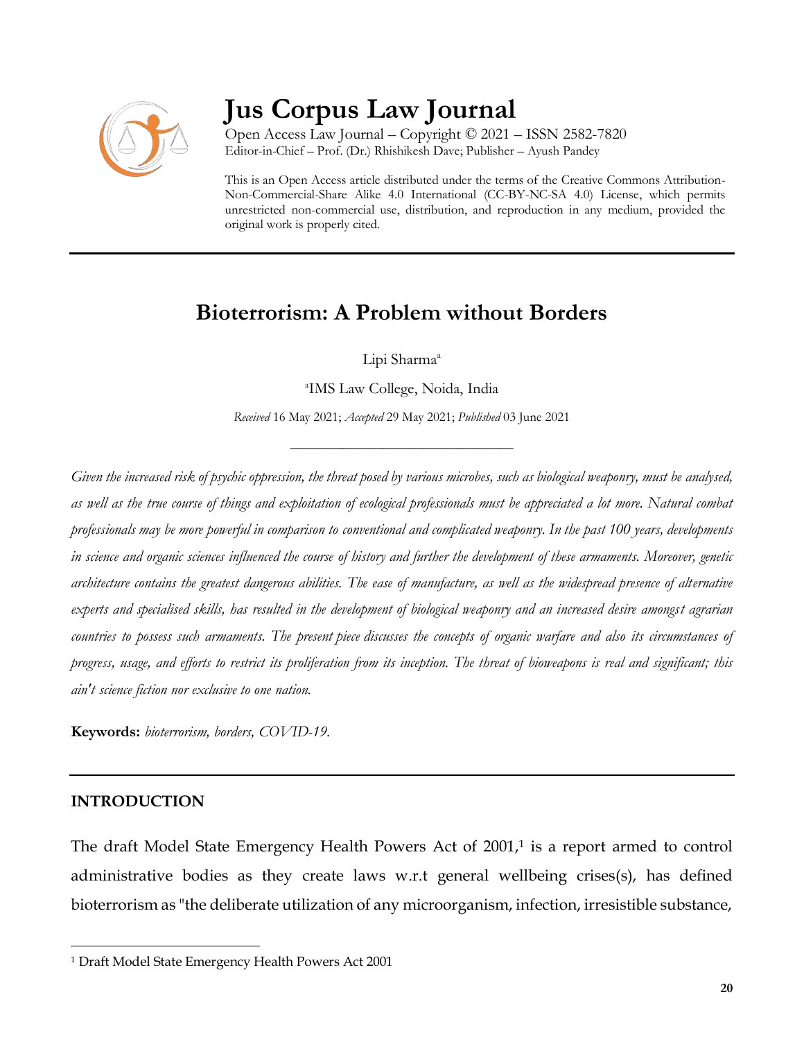# Jus Corpus Law Journal

Open Access Law Journal – Copyright © 2021 – ISSN 2582-7820
Editor-in-Chief – Prof. (Dr.) Rhishikesh Dave; Publisher – Ayush Pandey

This is an Open Access article distributed under the terms of the Creative Commons Attribution-Non-Commercial-Share Alike 4.0 International (CC-BY-NC-SA 4.0) License, which permits unrestricted non-commercial use, distribution, and reproduction in any medium, provided the original work is properly cited.

## Bioterrorism: A Problem without Borders

Lipi Sharma[a]

[a]IMS Law College, Noida, India

*Received* 16 May 2021; *Accepted* 29 May 2021; *Published* 03 June 2021

*Given the increased risk of psychic oppression, the threat posed by various microbes, such as biological weaponry, must be analysed, as well as the true course of things and exploitation of ecological professionals must be appreciated a lot more. Natural combat professionals may be more powerful in comparison to conventional and complicated weaponry. In the past 100 years, developments in science and organic sciences influenced the course of history and further the development of these armaments. Moreover, genetic architecture contains the greatest dangerous abilities. The ease of manufacture, as well as the widespread presence of alternative experts and specialised skills, has resulted in the development of biological weaponry and an increased desire amongst agrarian countries to possess such armaments. The present piece discusses the concepts of organic warfare and also its circumstances of progress, usage, and efforts to restrict its proliferation from its inception. The threat of bioweapons is real and significant; this ain't science fiction nor exclusive to one nation.*

**Keywords:** *bioterrorism, borders, COVID-19.*

### INTRODUCTION

The draft Model State Emergency Health Powers Act of 2001,[1] is a report armed to control administrative bodies as they create laws w.r.t general wellbeing crises(s), has defined bioterrorism as "the deliberate utilization of any microorganism, infection, irresistible substance,

[1] Draft Model State Emergency Health Powers Act 2001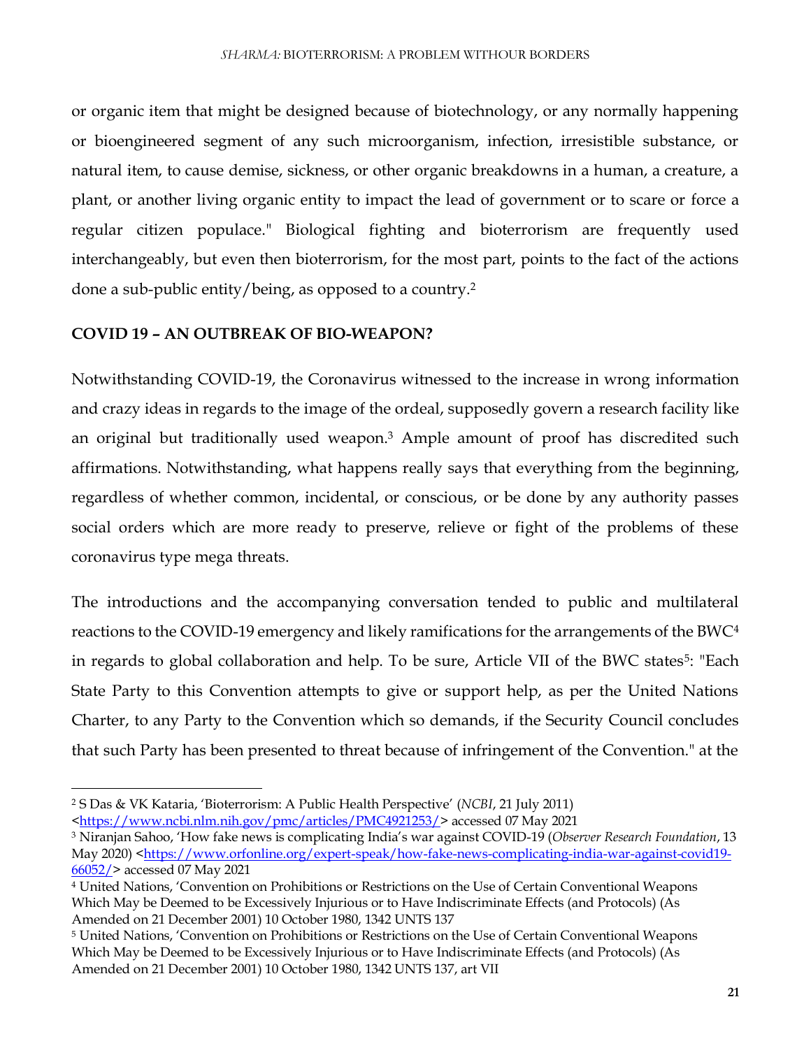or organic item that might be designed because of biotechnology, or any normally happening or bioengineered segment of any such microorganism, infection, irresistible substance, or natural item, to cause demise, sickness, or other organic breakdowns in a human, a creature, a plant, or another living organic entity to impact the lead of government or to scare or force a regular citizen populace." Biological fighting and bioterrorism are frequently used interchangeably, but even then bioterrorism, for the most part, points to the fact of the actions done a sub-public entity/being, as opposed to a country.[2]

## COVID 19 – AN OUTBREAK OF BIO-WEAPON?

Notwithstanding COVID-19, the Coronavirus witnessed to the increase in wrong information and crazy ideas in regards to the image of the ordeal, supposedly govern a research facility like an original but traditionally used weapon.[3] Ample amount of proof has discredited such affirmations. Notwithstanding, what happens really says that everything from the beginning, regardless of whether common, incidental, or conscious, or be done by any authority passes social orders which are more ready to preserve, relieve or fight of the problems of these coronavirus type mega threats.

The introductions and the accompanying conversation tended to public and multilateral reactions to the COVID-19 emergency and likely ramifications for the arrangements of the BWC[4] in regards to global collaboration and help. To be sure, Article VII of the BWC states[5]: "Each State Party to this Convention attempts to give or support help, as per the United Nations Charter, to any Party to the Convention which so demands, if the Security Council concludes that such Party has been presented to threat because of infringement of the Convention." at the

---

[2] S Das & VK Kataria, 'Bioterrorism: A Public Health Perspective' (*NCBI*, 21 July 2011) <https://www.ncbi.nlm.nih.gov/pmc/articles/PMC4921253/> accessed 07 May 2021

[3] Niranjan Sahoo, 'How fake news is complicating India's war against COVID-19 (*Observer Research Foundation*, 13 May 2020) <https://www.orfonline.org/expert-speak/how-fake-news-complicating-india-war-against-covid19-66052/> accessed 07 May 2021

[4] United Nations, 'Convention on Prohibitions or Restrictions on the Use of Certain Conventional Weapons Which May be Deemed to be Excessively Injurious or to Have Indiscriminate Effects (and Protocols) (As Amended on 21 December 2001) 10 October 1980, 1342 UNTS 137

[5] United Nations, 'Convention on Prohibitions or Restrictions on the Use of Certain Conventional Weapons Which May be Deemed to be Excessively Injurious or to Have Indiscriminate Effects (and Protocols) (As Amended on 21 December 2001) 10 October 1980, 1342 UNTS 137, art VII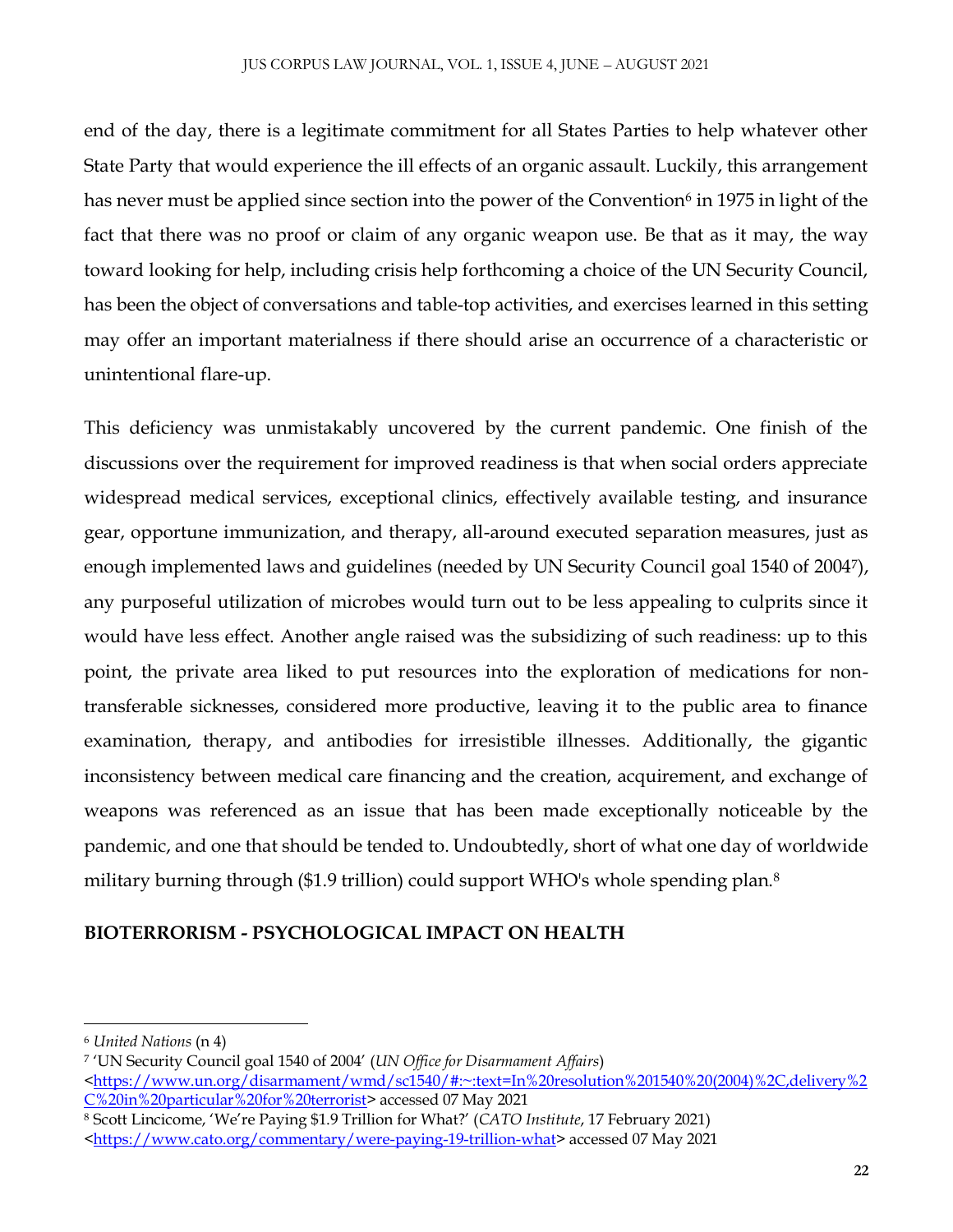end of the day, there is a legitimate commitment for all States Parties to help whatever other State Party that would experience the ill effects of an organic assault. Luckily, this arrangement has never must be applied since section into the power of the Convention[6] in 1975 in light of the fact that there was no proof or claim of any organic weapon use. Be that as it may, the way toward looking for help, including crisis help forthcoming a choice of the UN Security Council, has been the object of conversations and table-top activities, and exercises learned in this setting may offer an important materialness if there should arise an occurrence of a characteristic or unintentional flare-up.

This deficiency was unmistakably uncovered by the current pandemic. One finish of the discussions over the requirement for improved readiness is that when social orders appreciate widespread medical services, exceptional clinics, effectively available testing, and insurance gear, opportune immunization, and therapy, all-around executed separation measures, just as enough implemented laws and guidelines (needed by UN Security Council goal 1540 of 2004[7]), any purposeful utilization of microbes would turn out to be less appealing to culprits since it would have less effect. Another angle raised was the subsidizing of such readiness: up to this point, the private area liked to put resources into the exploration of medications for non-transferable sicknesses, considered more productive, leaving it to the public area to finance examination, therapy, and antibodies for irresistible illnesses. Additionally, the gigantic inconsistency between medical care financing and the creation, acquirement, and exchange of weapons was referenced as an issue that has been made exceptionally noticeable by the pandemic, and one that should be tended to. Undoubtedly, short of what one day of worldwide military burning through ($1.9 trillion) could support WHO's whole spending plan.[8]

## BIOTERRORISM - PSYCHOLOGICAL IMPACT ON HEALTH

---

[6] *United Nations* (n 4)

[7] 'UN Security Council goal 1540 of 2004' (*UN Office for Disarmament Affairs*) <https://www.un.org/disarmament/wmd/sc1540/#:~:text=In%20resolution%201540%20(2004)%2C,delivery%2C%20in%20particular%20for%20terrorist> accessed 07 May 2021

[8] Scott Lincicome, 'We're Paying $1.9 Trillion for What?' (*CATO Institute*, 17 February 2021) <https://www.cato.org/commentary/were-paying-19-trillion-what> accessed 07 May 2021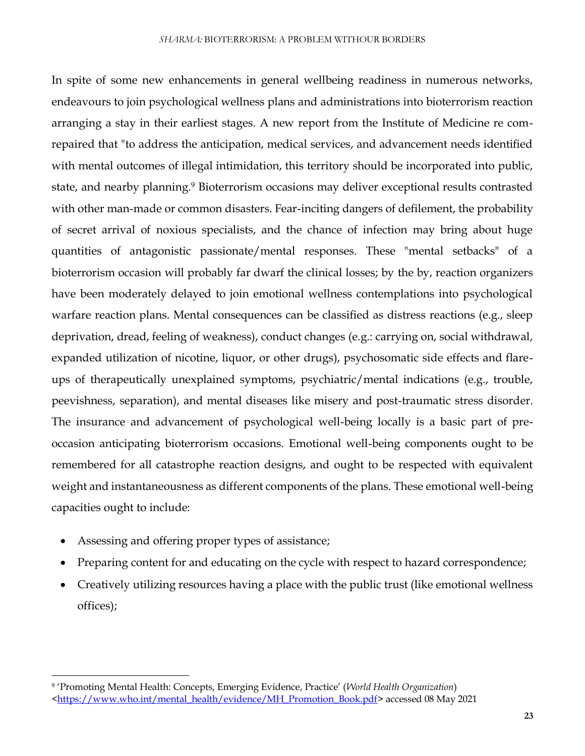In spite of some new enhancements in general wellbeing readiness in numerous networks, endeavours to join psychological wellness plans and administrations into bioterrorism reaction arranging a stay in their earliest stages. A new report from the Institute of Medicine re com-repaired that "to address the anticipation, medical services, and advancement needs identified with mental outcomes of illegal intimidation, this territory should be incorporated into public, state, and nearby planning.[9] Bioterrorism occasions may deliver exceptional results contrasted with other man-made or common disasters. Fear-inciting dangers of defilement, the probability of secret arrival of noxious specialists, and the chance of infection may bring about huge quantities of antagonistic passionate/mental responses. These "mental setbacks" of a bioterrorism occasion will probably far dwarf the clinical losses; by the by, reaction organizers have been moderately delayed to join emotional wellness contemplations into psychological warfare reaction plans. Mental consequences can be classified as distress reactions (e.g., sleep deprivation, dread, feeling of weakness), conduct changes (e.g.: carrying on, social withdrawal, expanded utilization of nicotine, liquor, or other drugs), psychosomatic side effects and flare-ups of therapeutically unexplained symptoms, psychiatric/mental indications (e.g., trouble, peevishness, separation), and mental diseases like misery and post-traumatic stress disorder. The insurance and advancement of psychological well-being locally is a basic part of pre-occasion anticipating bioterrorism occasions. Emotional well-being components ought to be remembered for all catastrophe reaction designs, and ought to be respected with equivalent weight and instantaneousness as different components of the plans. These emotional well-being capacities ought to include:

- Assessing and offering proper types of assistance;
- Preparing content for and educating on the cycle with respect to hazard correspondence;
- Creatively utilizing resources having a place with the public trust (like emotional wellness offices);

[9] 'Promoting Mental Health: Concepts, Emerging Evidence, Practice' (*World Health Organization*) <https://www.who.int/mental_health/evidence/MH_Promotion_Book.pdf> accessed 08 May 2021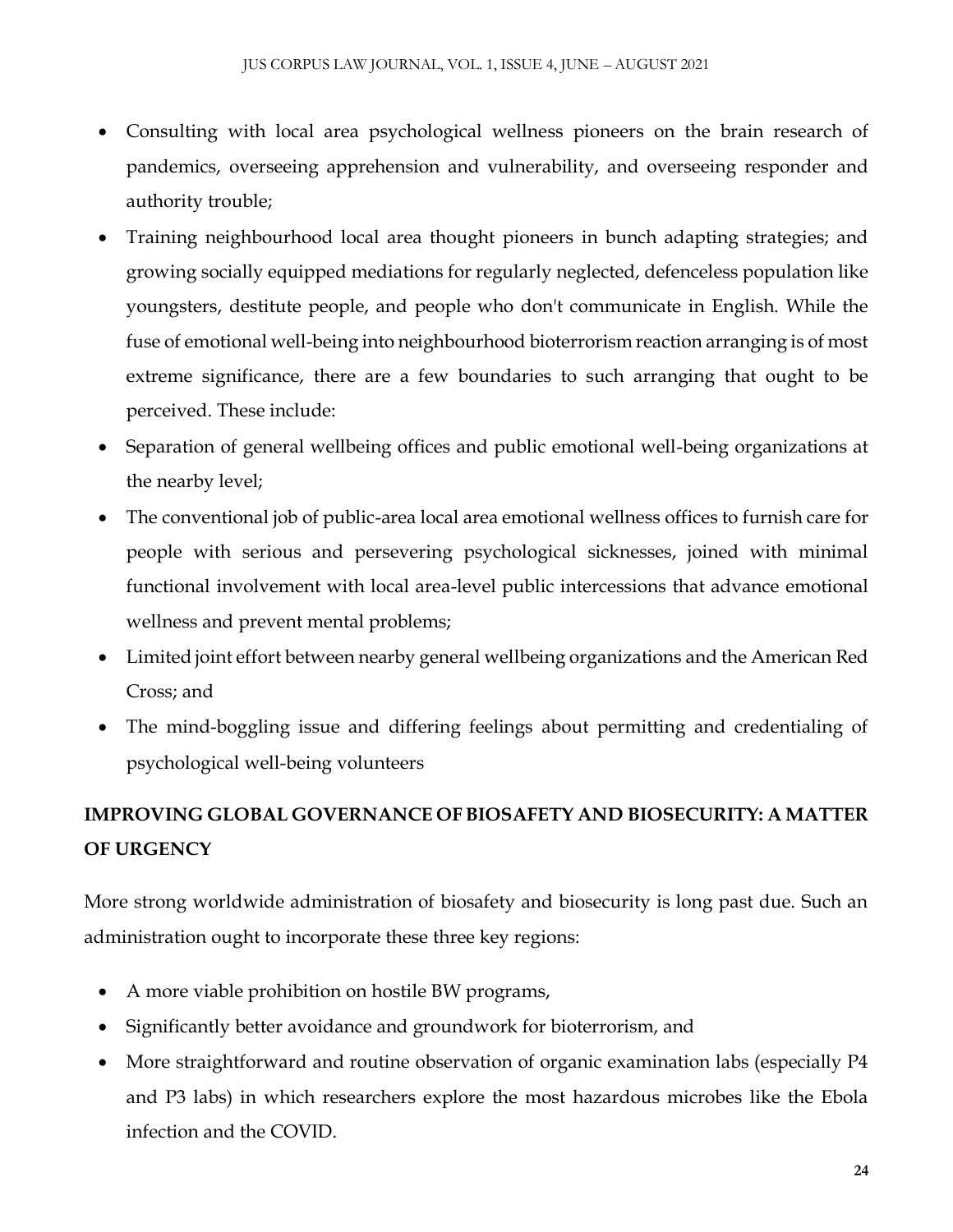- Consulting with local area psychological wellness pioneers on the brain research of pandemics, overseeing apprehension and vulnerability, and overseeing responder and authority trouble;
- Training neighbourhood local area thought pioneers in bunch adapting strategies; and growing socially equipped mediations for regularly neglected, defenceless population like youngsters, destitute people, and people who don't communicate in English. While the fuse of emotional well-being into neighbourhood bioterrorism reaction arranging is of most extreme significance, there are a few boundaries to such arranging that ought to be perceived. These include:
- Separation of general wellbeing offices and public emotional well-being organizations at the nearby level;
- The conventional job of public-area local area emotional wellness offices to furnish care for people with serious and persevering psychological sicknesses, joined with minimal functional involvement with local area-level public intercessions that advance emotional wellness and prevent mental problems;
- Limited joint effort between nearby general wellbeing organizations and the American Red Cross; and
- The mind-boggling issue and differing feelings about permitting and credentialing of psychological well-being volunteers

## IMPROVING GLOBAL GOVERNANCE OF BIOSAFETY AND BIOSECURITY: A MATTER OF URGENCY

More strong worldwide administration of biosafety and biosecurity is long past due. Such an administration ought to incorporate these three key regions:

- A more viable prohibition on hostile BW programs,
- Significantly better avoidance and groundwork for bioterrorism, and
- More straightforward and routine observation of organic examination labs (especially P4 and P3 labs) in which researchers explore the most hazardous microbes like the Ebola infection and the COVID.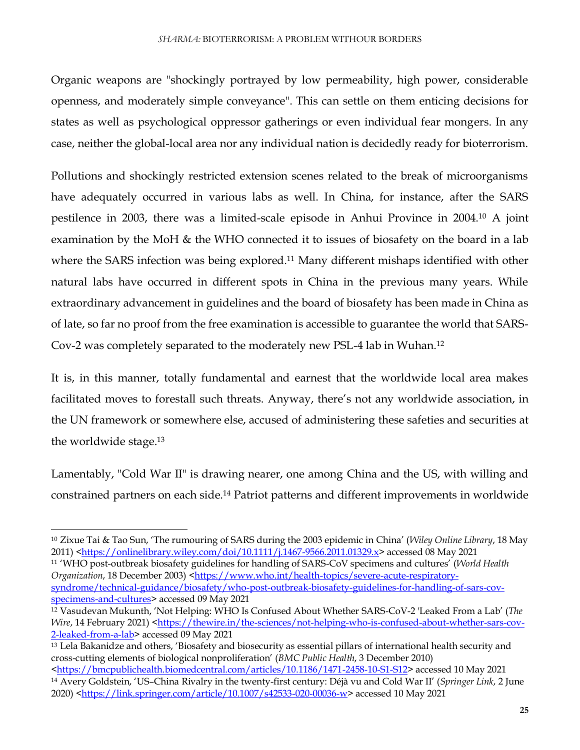Organic weapons are "shockingly portrayed by low permeability, high power, considerable openness, and moderately simple conveyance". This can settle on them enticing decisions for states as well as psychological oppressor gatherings or even individual fear mongers. In any case, neither the global-local area nor any individual nation is decidedly ready for bioterrorism.

Pollutions and shockingly restricted extension scenes related to the break of microorganisms have adequately occurred in various labs as well. In China, for instance, after the SARS pestilence in 2003, there was a limited-scale episode in Anhui Province in 2004.[10] A joint examination by the MoH & the WHO connected it to issues of biosafety on the board in a lab where the SARS infection was being explored.[11] Many different mishaps identified with other natural labs have occurred in different spots in China in the previous many years. While extraordinary advancement in guidelines and the board of biosafety has been made in China as of late, so far no proof from the free examination is accessible to guarantee the world that SARS-Cov-2 was completely separated to the moderately new PSL-4 lab in Wuhan.[12]

It is, in this manner, totally fundamental and earnest that the worldwide local area makes facilitated moves to forestall such threats. Anyway, there's not any worldwide association, in the UN framework or somewhere else, accused of administering these safeties and securities at the worldwide stage.[13]

Lamentably, "Cold War II" is drawing nearer, one among China and the US, with willing and constrained partners on each side.[14] Patriot patterns and different improvements in worldwide

---

[10] Zixue Tai & Tao Sun, 'The rumouring of SARS during the 2003 epidemic in China' (*Wiley Online Library*, 18 May 2011) <https://onlinelibrary.wiley.com/doi/10.1111/j.1467-9566.2011.01329.x> accessed 08 May 2021

[11] 'WHO post-outbreak biosafety guidelines for handling of SARS-CoV specimens and cultures' (*World Health Organization*, 18 December 2003) <https://www.who.int/health-topics/severe-acute-respiratory-syndrome/technical-guidance/biosafety/who-post-outbreak-biosafety-guidelines-for-handling-of-sars-cov-specimens-and-cultures> accessed 09 May 2021

[12] Vasudevan Mukunth, 'Not Helping: WHO Is Confused About Whether SARS-CoV-2 'Leaked From a Lab' (*The Wire*, 14 February 2021) <https://thewire.in/the-sciences/not-helping-who-is-confused-about-whether-sars-cov-2-leaked-from-a-lab> accessed 09 May 2021

[13] Lela Bakanidze and others, 'Biosafety and biosecurity as essential pillars of international health security and cross-cutting elements of biological nonproliferation' (*BMC Public Health*, 3 December 2010) <https://bmcpublichealth.biomedcentral.com/articles/10.1186/1471-2458-10-S1-S12> accessed 10 May 2021

[14] Avery Goldstein, 'US–China Rivalry in the twenty-first century: Déjà vu and Cold War II' (*Springer Link*, 2 June 2020) <https://link.springer.com/article/10.1007/s42533-020-00036-w> accessed 10 May 2021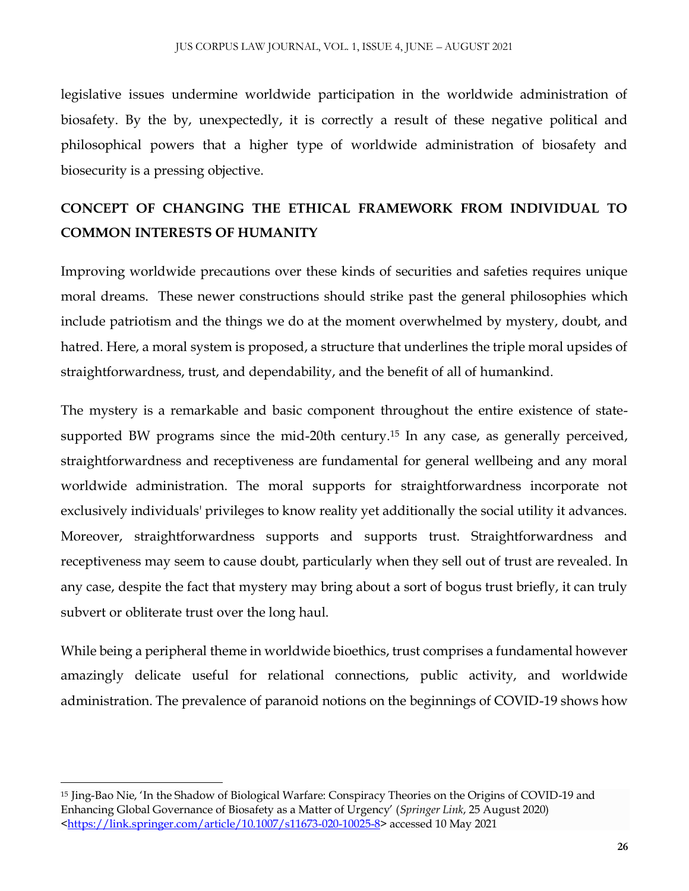legislative issues undermine worldwide participation in the worldwide administration of biosafety. By the by, unexpectedly, it is correctly a result of these negative political and philosophical powers that a higher type of worldwide administration of biosafety and biosecurity is a pressing objective.

## CONCEPT OF CHANGING THE ETHICAL FRAMEWORK FROM INDIVIDUAL TO COMMON INTERESTS OF HUMANITY

Improving worldwide precautions over these kinds of securities and safeties requires unique moral dreams. These newer constructions should strike past the general philosophies which include patriotism and the things we do at the moment overwhelmed by mystery, doubt, and hatred. Here, a moral system is proposed, a structure that underlines the triple moral upsides of straightforwardness, trust, and dependability, and the benefit of all of humankind.

The mystery is a remarkable and basic component throughout the entire existence of state-supported BW programs since the mid-20th century.[15] In any case, as generally perceived, straightforwardness and receptiveness are fundamental for general wellbeing and any moral worldwide administration. The moral supports for straightforwardness incorporate not exclusively individuals' privileges to know reality yet additionally the social utility it advances. Moreover, straightforwardness supports and supports trust. Straightforwardness and receptiveness may seem to cause doubt, particularly when they sell out of trust are revealed. In any case, despite the fact that mystery may bring about a sort of bogus trust briefly, it can truly subvert or obliterate trust over the long haul.

While being a peripheral theme in worldwide bioethics, trust comprises a fundamental however amazingly delicate useful for relational connections, public activity, and worldwide administration. The prevalence of paranoid notions on the beginnings of COVID-19 shows how

---

[15] Jing-Bao Nie, 'In the Shadow of Biological Warfare: Conspiracy Theories on the Origins of COVID-19 and Enhancing Global Governance of Biosafety as a Matter of Urgency' (*Springer Link*, 25 August 2020) <https://link.springer.com/article/10.1007/s11673-020-10025-8> accessed 10 May 2021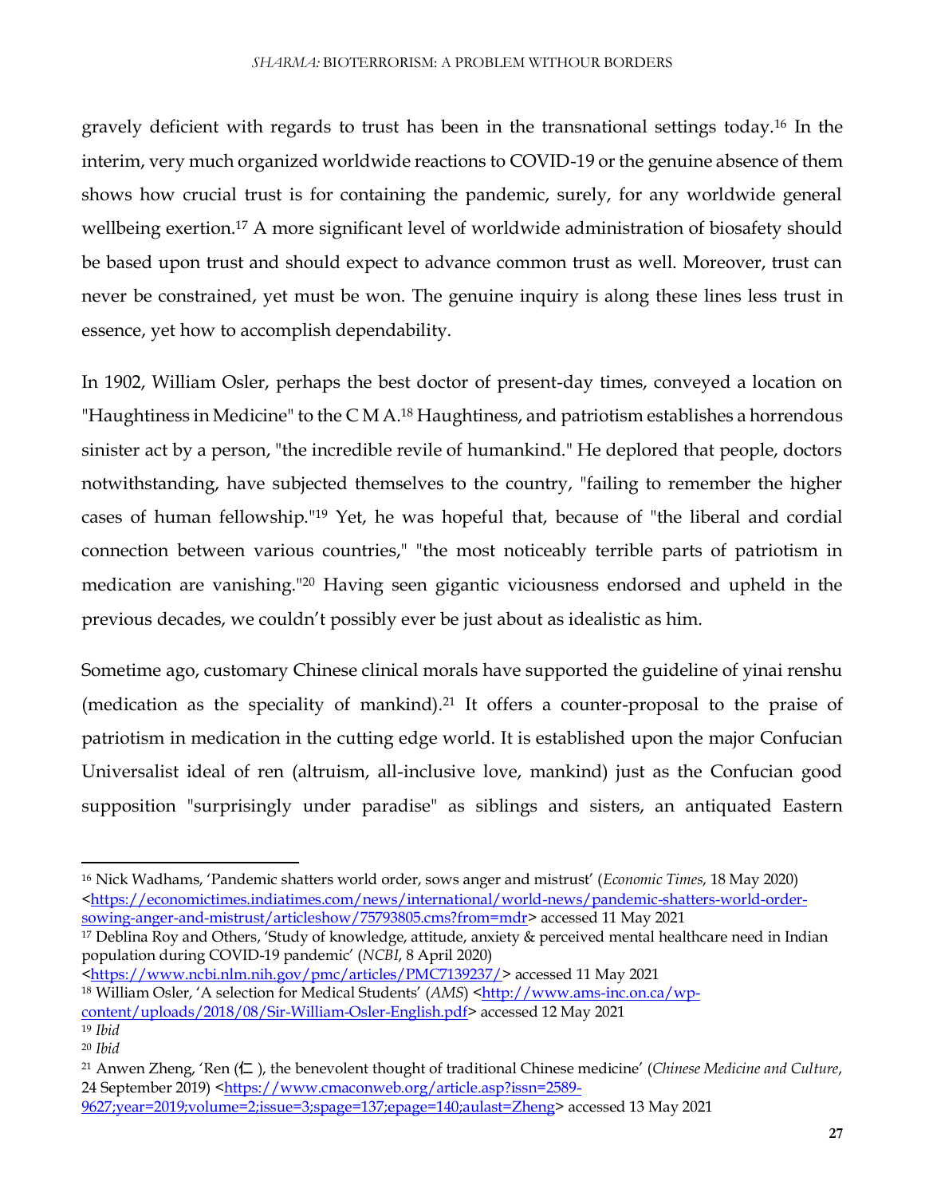gravely deficient with regards to trust has been in the transnational settings today.[16] In the interim, very much organized worldwide reactions to COVID-19 or the genuine absence of them shows how crucial trust is for containing the pandemic, surely, for any worldwide general wellbeing exertion.[17] A more significant level of worldwide administration of biosafety should be based upon trust and should expect to advance common trust as well. Moreover, trust can never be constrained, yet must be won. The genuine inquiry is along these lines less trust in essence, yet how to accomplish dependability.

In 1902, William Osler, perhaps the best doctor of present-day times, conveyed a location on "Haughtiness in Medicine" to the C M A.[18] Haughtiness, and patriotism establishes a horrendous sinister act by a person, "the incredible revile of humankind." He deplored that people, doctors notwithstanding, have subjected themselves to the country, "failing to remember the higher cases of human fellowship."[19] Yet, he was hopeful that, because of "the liberal and cordial connection between various countries," "the most noticeably terrible parts of patriotism in medication are vanishing."[20] Having seen gigantic viciousness endorsed and upheld in the previous decades, we couldn't possibly ever be just about as idealistic as him.

Sometime ago, customary Chinese clinical morals have supported the guideline of yinai renshu (medication as the speciality of mankind).[21] It offers a counter-proposal to the praise of patriotism in medication in the cutting edge world. It is established upon the major Confucian Universalist ideal of ren (altruism, all-inclusive love, mankind) just as the Confucian good supposition "surprisingly under paradise" as siblings and sisters, an antiquated Eastern

---

[16] Nick Wadhams, 'Pandemic shatters world order, sows anger and mistrust' (*Economic Times*, 18 May 2020) <https://economictimes.indiatimes.com/news/international/world-news/pandemic-shatters-world-order-sowing-anger-and-mistrust/articleshow/75793805.cms?from=mdr> accessed 11 May 2021

[17] Deblina Roy and Others, 'Study of knowledge, attitude, anxiety & perceived mental healthcare need in Indian population during COVID-19 pandemic' (*NCBI*, 8 April 2020) <https://www.ncbi.nlm.nih.gov/pmc/articles/PMC7139237/> accessed 11 May 2021

[18] William Osler, 'A selection for Medical Students' (*AMS*) <http://www.ams-inc.on.ca/wp-content/uploads/2018/08/Sir-William-Osler-English.pdf> accessed 12 May 2021

[19] *Ibid*

[20] *Ibid*

[21] Anwen Zheng, 'Ren (仁), the benevolent thought of traditional Chinese medicine' (*Chinese Medicine and Culture*, 24 September 2019) <https://www.cmaconweb.org/article.asp?issn=2589-9627;year=2019;volume=2;issue=3;spage=137;epage=140;aulast=Zheng> accessed 13 May 2021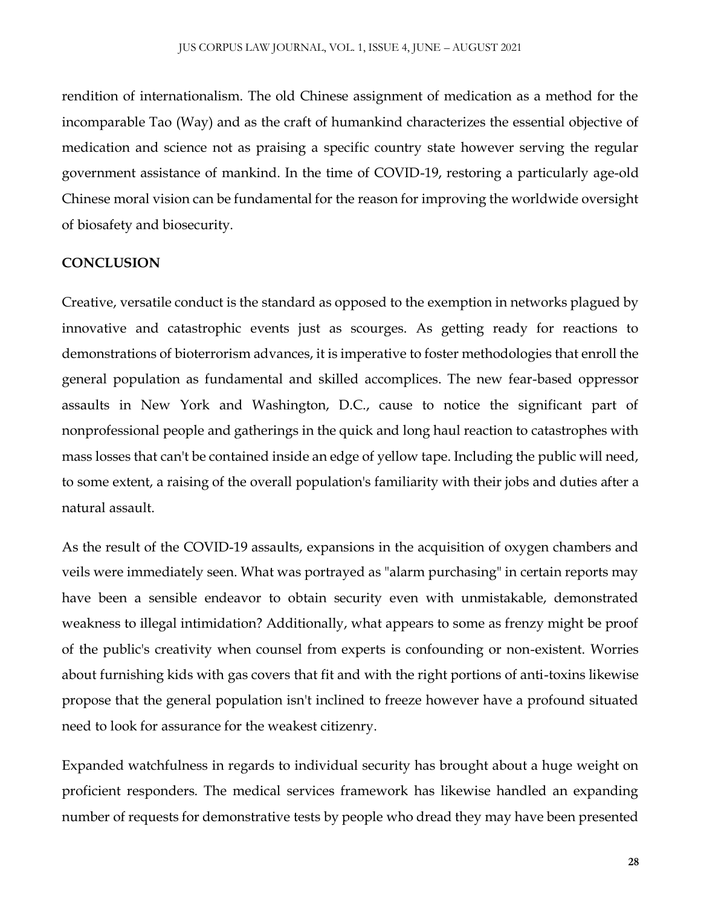rendition of internationalism. The old Chinese assignment of medication as a method for the incomparable Tao (Way) and as the craft of humankind characterizes the essential objective of medication and science not as praising a specific country state however serving the regular government assistance of mankind. In the time of COVID-19, restoring a particularly age-old Chinese moral vision can be fundamental for the reason for improving the worldwide oversight of biosafety and biosecurity.

## CONCLUSION

Creative, versatile conduct is the standard as opposed to the exemption in networks plagued by innovative and catastrophic events just as scourges. As getting ready for reactions to demonstrations of bioterrorism advances, it is imperative to foster methodologies that enroll the general population as fundamental and skilled accomplices. The new fear-based oppressor assaults in New York and Washington, D.C., cause to notice the significant part of nonprofessional people and gatherings in the quick and long haul reaction to catastrophes with mass losses that can't be contained inside an edge of yellow tape. Including the public will need, to some extent, a raising of the overall population's familiarity with their jobs and duties after a natural assault.

As the result of the COVID-19 assaults, expansions in the acquisition of oxygen chambers and veils were immediately seen. What was portrayed as "alarm purchasing" in certain reports may have been a sensible endeavor to obtain security even with unmistakable, demonstrated weakness to illegal intimidation? Additionally, what appears to some as frenzy might be proof of the public's creativity when counsel from experts is confounding or non-existent. Worries about furnishing kids with gas covers that fit and with the right portions of anti-toxins likewise propose that the general population isn't inclined to freeze however have a profound situated need to look for assurance for the weakest citizenry.

Expanded watchfulness in regards to individual security has brought about a huge weight on proficient responders. The medical services framework has likewise handled an expanding number of requests for demonstrative tests by people who dread they may have been presented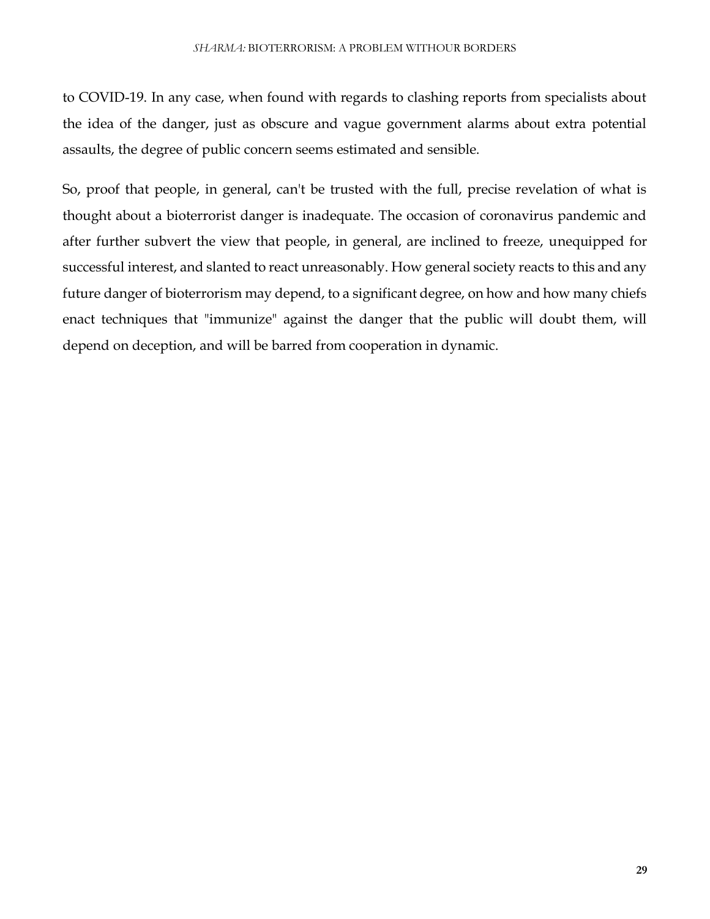to COVID-19. In any case, when found with regards to clashing reports from specialists about the idea of the danger, just as obscure and vague government alarms about extra potential assaults, the degree of public concern seems estimated and sensible.

So, proof that people, in general, can't be trusted with the full, precise revelation of what is thought about a bioterrorist danger is inadequate. The occasion of coronavirus pandemic and after further subvert the view that people, in general, are inclined to freeze, unequipped for successful interest, and slanted to react unreasonably. How general society reacts to this and any future danger of bioterrorism may depend, to a significant degree, on how and how many chiefs enact techniques that "immunize" against the danger that the public will doubt them, will depend on deception, and will be barred from cooperation in dynamic.